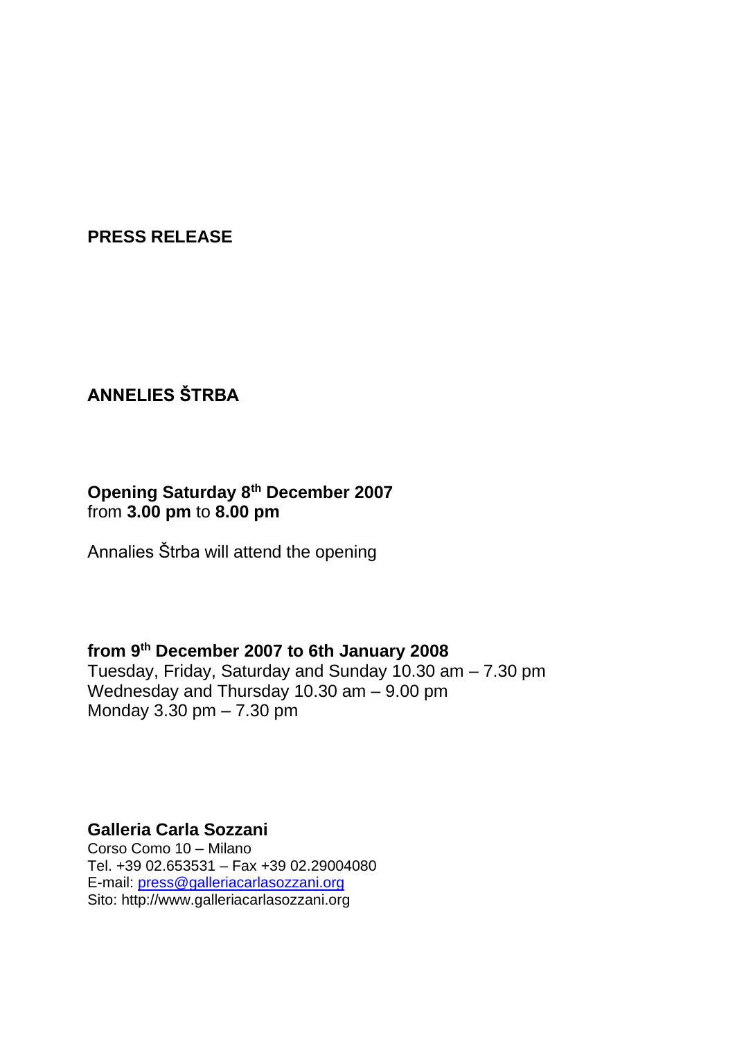**PRESS RELEASE**

**ANNELIES ŠTRBA**

**Opening Saturday 8th December 2007**
from **3.00 pm** to **8.00 pm**

Annalies Štrba will attend the opening

**from 9th December 2007 to 6th January 2008**
Tuesday, Friday, Saturday and Sunday 10.30 am – 7.30 pm
Wednesday and Thursday 10.30 am – 9.00 pm
Monday 3.30 pm – 7.30 pm

**Galleria Carla Sozzani**
Corso Como 10 – Milano
Tel. +39 02.653531 – Fax +39 02.29004080
E-mail: press@galleriacarlasozzani.org
Sito: http://www.galleriacarlasozzani.org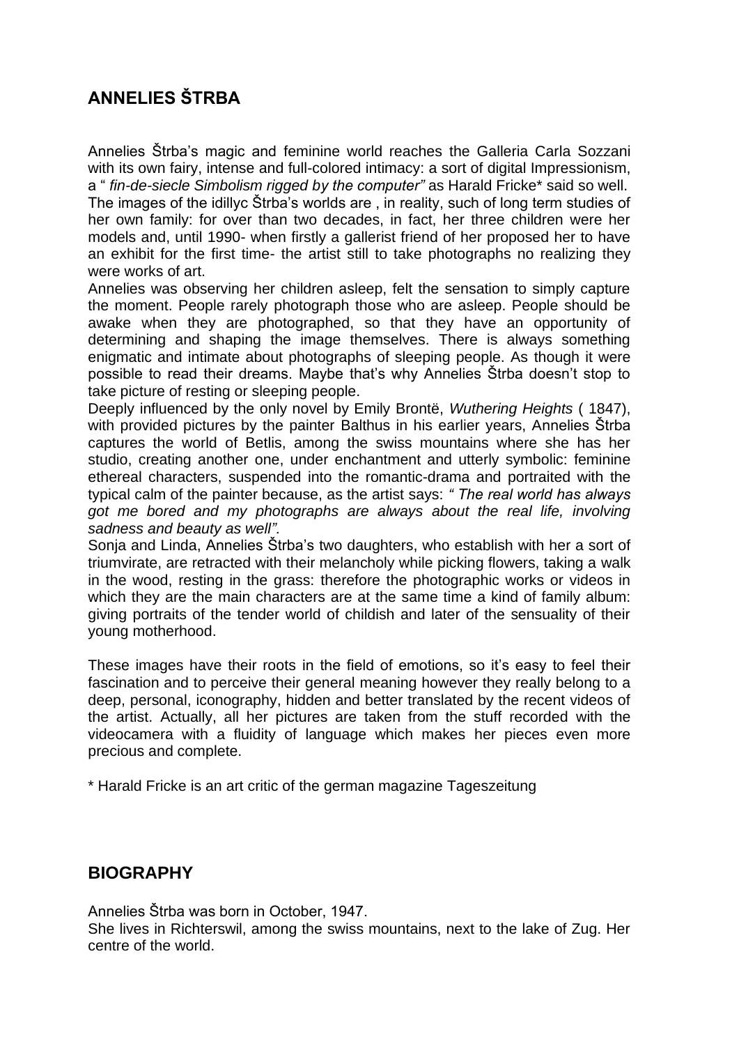## ANNELIES ŠTRBA

Annelies Štrba's magic and feminine world reaches the Galleria Carla Sozzani with its own fairy, intense and full-colored intimacy: a sort of digital Impressionism, a " *fin-de-siecle Simbolism rigged by the computer"* as Harald Fricke* said so well. The images of the idillyc Štrba's worlds are , in reality, such of long term studies of her own family: for over than two decades, in fact, her three children were her models and, until 1990- when firstly a gallerist friend of her proposed her to have an exhibit for the first time- the artist still to take photographs no realizing they were works of art.

Annelies was observing her children asleep, felt the sensation to simply capture the moment. People rarely photograph those who are asleep. People should be awake when they are photographed, so that they have an opportunity of determining and shaping the image themselves. There is always something enigmatic and intimate about photographs of sleeping people. As though it were possible to read their dreams. Maybe that's why Annelies Štrba doesn't stop to take picture of resting or sleeping people.

Deeply influenced by the only novel by Emily Brontë, *Wuthering Heights* ( 1847), with provided pictures by the painter Balthus in his earlier years, Annelies Štrba captures the world of Betlis, among the swiss mountains where she has her studio, creating another one, under enchantment and utterly symbolic: feminine ethereal characters, suspended into the romantic-drama and portraited with the typical calm of the painter because, as the artist says: *" The real world has always got me bored and my photographs are always about the real life, involving sadness and beauty as well".*

Sonja and Linda, Annelies Štrba's two daughters, who establish with her a sort of triumvirate, are retracted with their melancholy while picking flowers, taking a walk in the wood, resting in the grass: therefore the photographic works or videos in which they are the main characters are at the same time a kind of family album: giving portraits of the tender world of childish and later of the sensuality of their young motherhood.

These images have their roots in the field of emotions, so it's easy to feel their fascination and to perceive their general meaning however they really belong to a deep, personal, iconography, hidden and better translated by the recent videos of the artist. Actually, all her pictures are taken from the stuff recorded with the videocamera with a fluidity of language which makes her pieces even more precious and complete.

* Harald Fricke is an art critic of the german magazine Tageszeitung

## BIOGRAPHY

Annelies Štrba was born in October, 1947.
She lives in Richterswil, among the swiss mountains, next to the lake of Zug. Her centre of the world.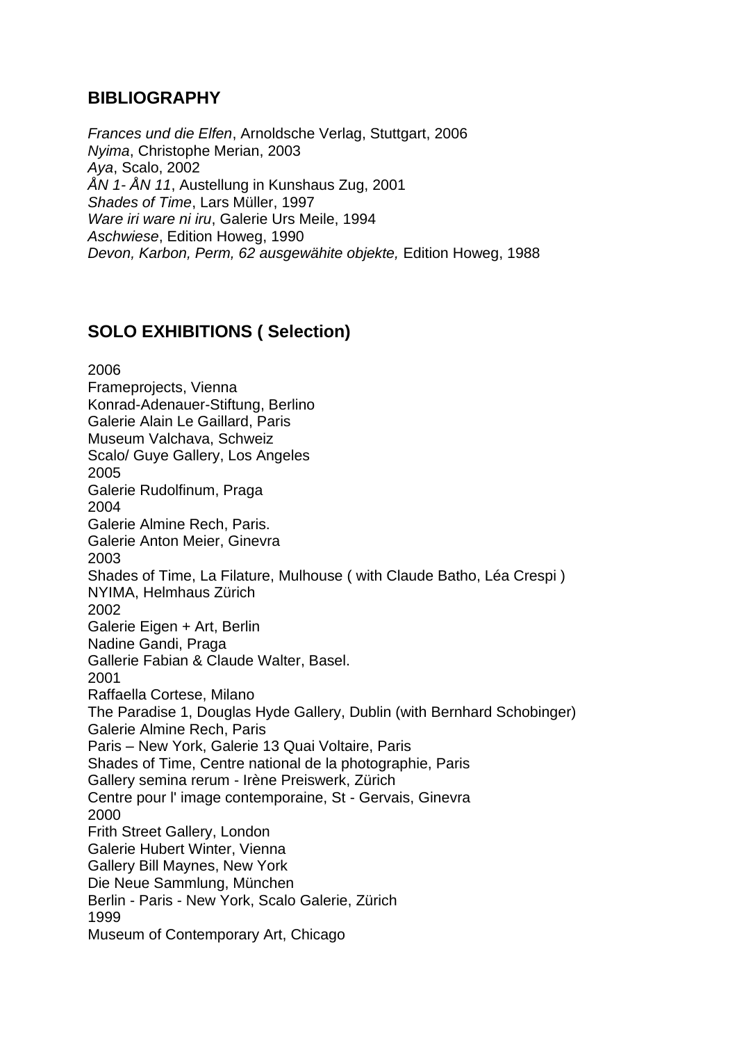## BIBLIOGRAPHY

*Frances und die Elfen*, Arnoldsche Verlag, Stuttgart, 2006
*Nyima*, Christophe Merian, 2003
*Aya*, Scalo, 2002
*ÅN 1- ÅN 11*, Austellung in Kunshaus Zug, 2001
*Shades of Time*, Lars Müller, 1997
*Ware iri ware ni iru*, Galerie Urs Meile, 1994
*Aschwiese*, Edition Howeg, 1990
*Devon, Karbon, Perm, 62 ausgewähite objekte,* Edition Howeg, 1988

## SOLO EXHIBITIONS ( Selection)

2006
Frameprojects, Vienna
Konrad-Adenauer-Stiftung, Berlino
Galerie Alain Le Gaillard, Paris
Museum Valchava, Schweiz
Scalo/ Guye Gallery, Los Angeles
2005
Galerie Rudolfinum, Praga
2004
Galerie Almine Rech, Paris.
Galerie Anton Meier, Ginevra
2003
Shades of Time, La Filature, Mulhouse ( with Claude Batho, Léa Crespi )
NYIMA, Helmhaus Zürich
2002
Galerie Eigen + Art, Berlin
Nadine Gandi, Praga
Gallerie Fabian & Claude Walter, Basel.
2001
Raffaella Cortese, Milano
The Paradise 1, Douglas Hyde Gallery, Dublin (with Bernhard Schobinger)
Galerie Almine Rech, Paris
Paris – New York, Galerie 13 Quai Voltaire, Paris
Shades of Time, Centre national de la photographie, Paris
Gallery semina rerum - Irène Preiswerk, Zürich
Centre pour l' image contemporaine, St - Gervais, Ginevra
2000
Frith Street Gallery, London
Galerie Hubert Winter, Vienna
Gallery Bill Maynes, New York
Die Neue Sammlung, München
Berlin - Paris - New York, Scalo Galerie, Zürich
1999
Museum of Contemporary Art, Chicago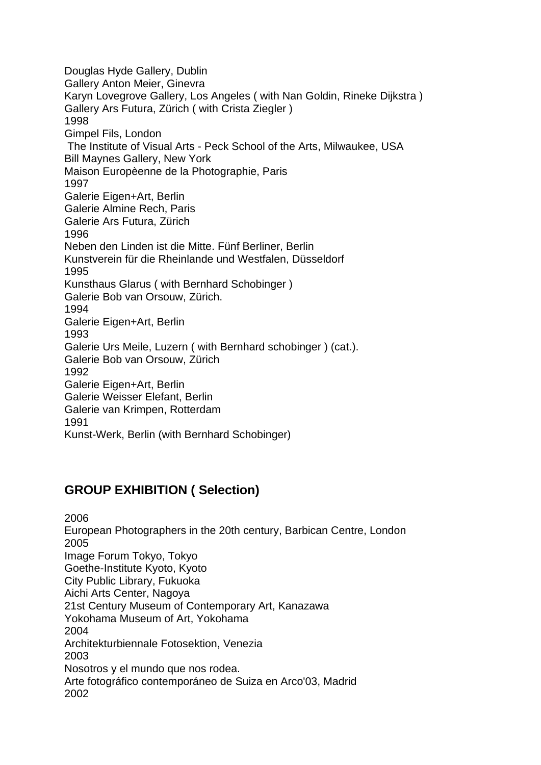Douglas Hyde Gallery, Dublin
Gallery Anton Meier, Ginevra
Karyn Lovegrove Gallery, Los Angeles ( with Nan Goldin, Rineke Dijkstra )
Gallery Ars Futura, Zürich ( with Crista Ziegler )
1998
Gimpel Fils, London
The Institute of Visual Arts - Peck School of the Arts, Milwaukee, USA
Bill Maynes Gallery, New York
Maison Europèenne de la Photographie, Paris
1997
Galerie Eigen+Art, Berlin
Galerie Almine Rech, Paris
Galerie Ars Futura, Zürich
1996
Neben den Linden ist die Mitte. Fünf Berliner, Berlin
Kunstverein für die Rheinlande und Westfalen, Düsseldorf
1995
Kunsthaus Glarus ( with Bernhard Schobinger )
Galerie Bob van Orsouw, Zürich.
1994
Galerie Eigen+Art, Berlin
1993
Galerie Urs Meile, Luzern ( with Bernhard schobinger ) (cat.).
Galerie Bob van Orsouw, Zürich
1992
Galerie Eigen+Art, Berlin
Galerie Weisser Elefant, Berlin
Galerie van Krimpen, Rotterdam
1991
Kunst-Werk, Berlin (with Bernhard Schobinger)

## GROUP EXHIBITION ( Selection)

2006
European Photographers in the 20th century, Barbican Centre, London
2005
Image Forum Tokyo, Tokyo
Goethe-Institute Kyoto, Kyoto
City Public Library, Fukuoka
Aichi Arts Center, Nagoya
21st Century Museum of Contemporary Art, Kanazawa
Yokohama Museum of Art, Yokohama
2004
Architekturbiennale Fotosektion, Venezia
2003
Nosotros y el mundo que nos rodea.
Arte fotográfico contemporáneo de Suiza en Arco'03, Madrid
2002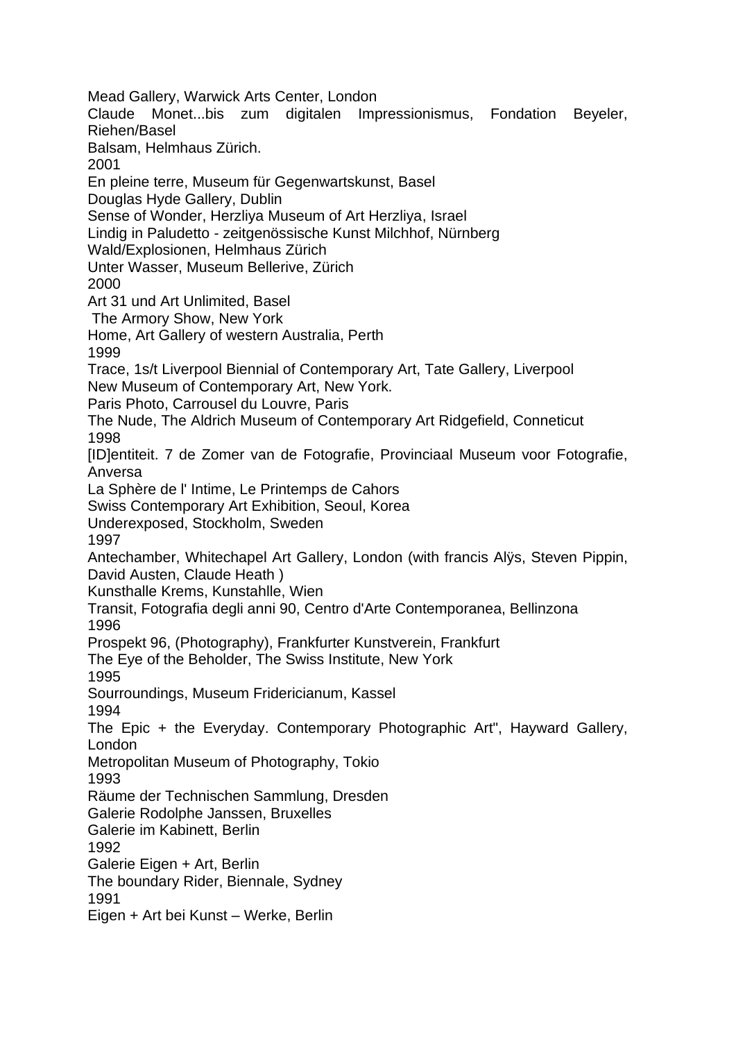Mead Gallery, Warwick Arts Center, London

Claude Monet...bis zum digitalen Impressionismus, Fondation Beyeler, Riehen/Basel

Balsam, Helmhaus Zürich.

2001

En pleine terre, Museum für Gegenwartskunst, Basel

Douglas Hyde Gallery, Dublin

Sense of Wonder, Herzliya Museum of Art Herzliya, Israel

Lindig in Paludetto - zeitgenössische Kunst Milchhof, Nürnberg

Wald/Explosionen, Helmhaus Zürich

Unter Wasser, Museum Bellerive, Zürich

2000

Art 31 und Art Unlimited, Basel

The Armory Show, New York

Home, Art Gallery of western Australia, Perth

1999

Trace, 1s/t Liverpool Biennial of Contemporary Art, Tate Gallery, Liverpool

New Museum of Contemporary Art, New York.

Paris Photo, Carrousel du Louvre, Paris

The Nude, The Aldrich Museum of Contemporary Art Ridgefield, Conneticut

1998

[ID]entiteit. 7 de Zomer van de Fotografie, Provinciaal Museum voor Fotografie, Anversa

La Sphère de l' Intime, Le Printemps de Cahors

Swiss Contemporary Art Exhibition, Seoul, Korea

Underexposed, Stockholm, Sweden

1997

Antechamber, Whitechapel Art Gallery, London (with francis Alÿs, Steven Pippin, David Austen, Claude Heath )

Kunsthalle Krems, Kunstahlle, Wien

Transit, Fotografia degli anni 90, Centro d'Arte Contemporanea, Bellinzona

1996

Prospekt 96, (Photography), Frankfurter Kunstverein, Frankfurt

The Eye of the Beholder, The Swiss Institute, New York

1995

Sourroundings, Museum Fridericianum, Kassel

1994

The Epic + the Everyday. Contemporary Photographic Art", Hayward Gallery, London

Metropolitan Museum of Photography, Tokio

1993

Räume der Technischen Sammlung, Dresden

Galerie Rodolphe Janssen, Bruxelles

Galerie im Kabinett, Berlin

1992

Galerie Eigen + Art, Berlin

The boundary Rider, Biennale, Sydney

1991

Eigen + Art bei Kunst – Werke, Berlin